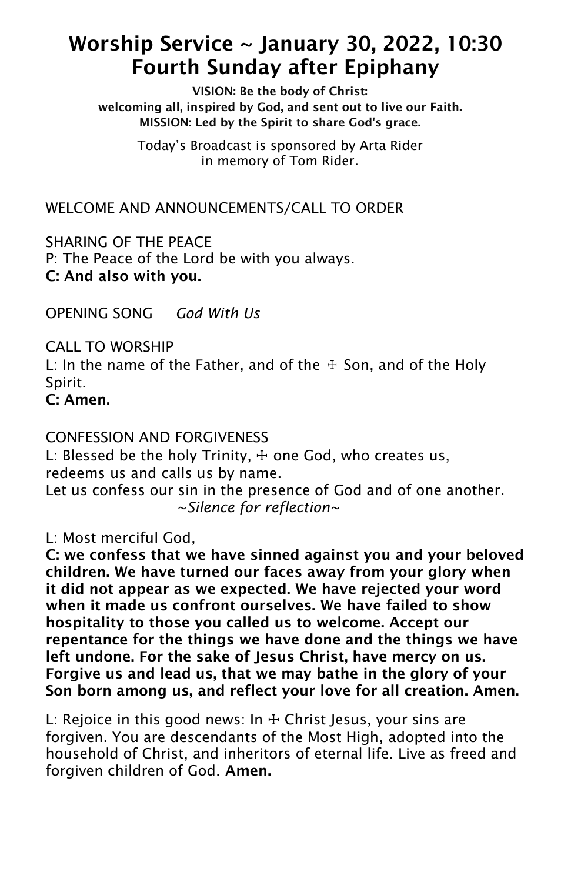# Worship Service ~ January 30, 2022, 10:30
# Fourth Sunday after Epiphany

**VISION: Be the body of Christ:**
**welcoming all, inspired by God, and sent out to live our Faith.**
**MISSION: Led by the Spirit to share God's grace.**

Today's Broadcast is sponsored by Arta Rider
in memory of Tom Rider.

WELCOME AND ANNOUNCEMENTS/CALL TO ORDER

SHARING OF THE PEACE
P: The Peace of the Lord be with you always.
**C: And also with you.**

OPENING SONG *God With Us*

CALL TO WORSHIP
L: In the name of the Father, and of the ☩ Son, and of the Holy Spirit.
**C: Amen.**

CONFESSION AND FORGIVENESS
L: Blessed be the holy Trinity, ☩ one God, who creates us, redeems us and calls us by name.
Let us confess our sin in the presence of God and of one another.
*~Silence for reflection~*

L: Most merciful God,
**C: we confess that we have sinned against you and your beloved children. We have turned our faces away from your glory when it did not appear as we expected. We have rejected your word when it made us confront ourselves. We have failed to show hospitality to those you called us to welcome. Accept our repentance for the things we have done and the things we have left undone. For the sake of Jesus Christ, have mercy on us. Forgive us and lead us, that we may bathe in the glory of your Son born among us, and reflect your love for all creation. Amen.**

L: Rejoice in this good news: In ☩ Christ Jesus, your sins are forgiven. You are descendants of the Most High, adopted into the household of Christ, and inheritors of eternal life. Live as freed and forgiven children of God. **Amen.**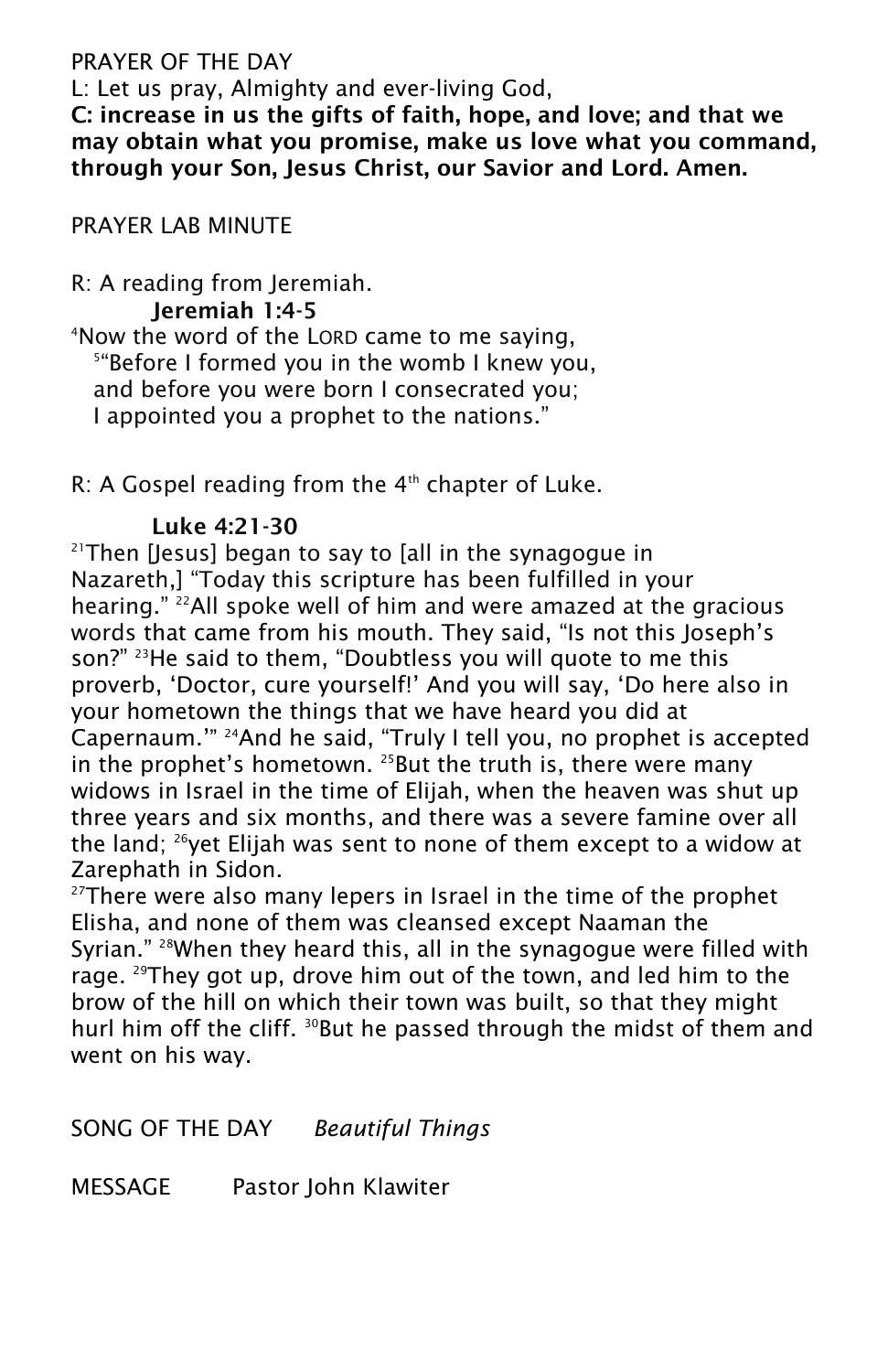PRAYER OF THE DAY

L: Let us pray, Almighty and ever-living God,

**C: increase in us the gifts of faith, hope, and love; and that we may obtain what you promise, make us love what you command, through your Son, Jesus Christ, our Savior and Lord. Amen.**

PRAYER LAB MINUTE

R: A reading from Jeremiah.

**Jeremiah 1:4-5**

[4]Now the word of the LORD came to me saying,
[5]"Before I formed you in the womb I knew you,
and before you were born I consecrated you;
I appointed you a prophet to the nations."

R: A Gospel reading from the 4th chapter of Luke.

**Luke 4:21-30**

[21]Then [Jesus] began to say to [all in the synagogue in Nazareth,] "Today this scripture has been fulfilled in your hearing." [22]All spoke well of him and were amazed at the gracious words that came from his mouth. They said, "Is not this Joseph's son?" [23]He said to them, "Doubtless you will quote to me this proverb, 'Doctor, cure yourself!' And you will say, 'Do here also in your hometown the things that we have heard you did at Capernaum.'" [24]And he said, "Truly I tell you, no prophet is accepted in the prophet's hometown. [25]But the truth is, there were many widows in Israel in the time of Elijah, when the heaven was shut up three years and six months, and there was a severe famine over all the land; [26]yet Elijah was sent to none of them except to a widow at Zarephath in Sidon.

[27]There were also many lepers in Israel in the time of the prophet Elisha, and none of them was cleansed except Naaman the Syrian." [28]When they heard this, all in the synagogue were filled with rage. [29]They got up, drove him out of the town, and led him to the brow of the hill on which their town was built, so that they might hurl him off the cliff. [30]But he passed through the midst of them and went on his way.

SONG OF THE DAY *Beautiful Things*

MESSAGE Pastor John Klawiter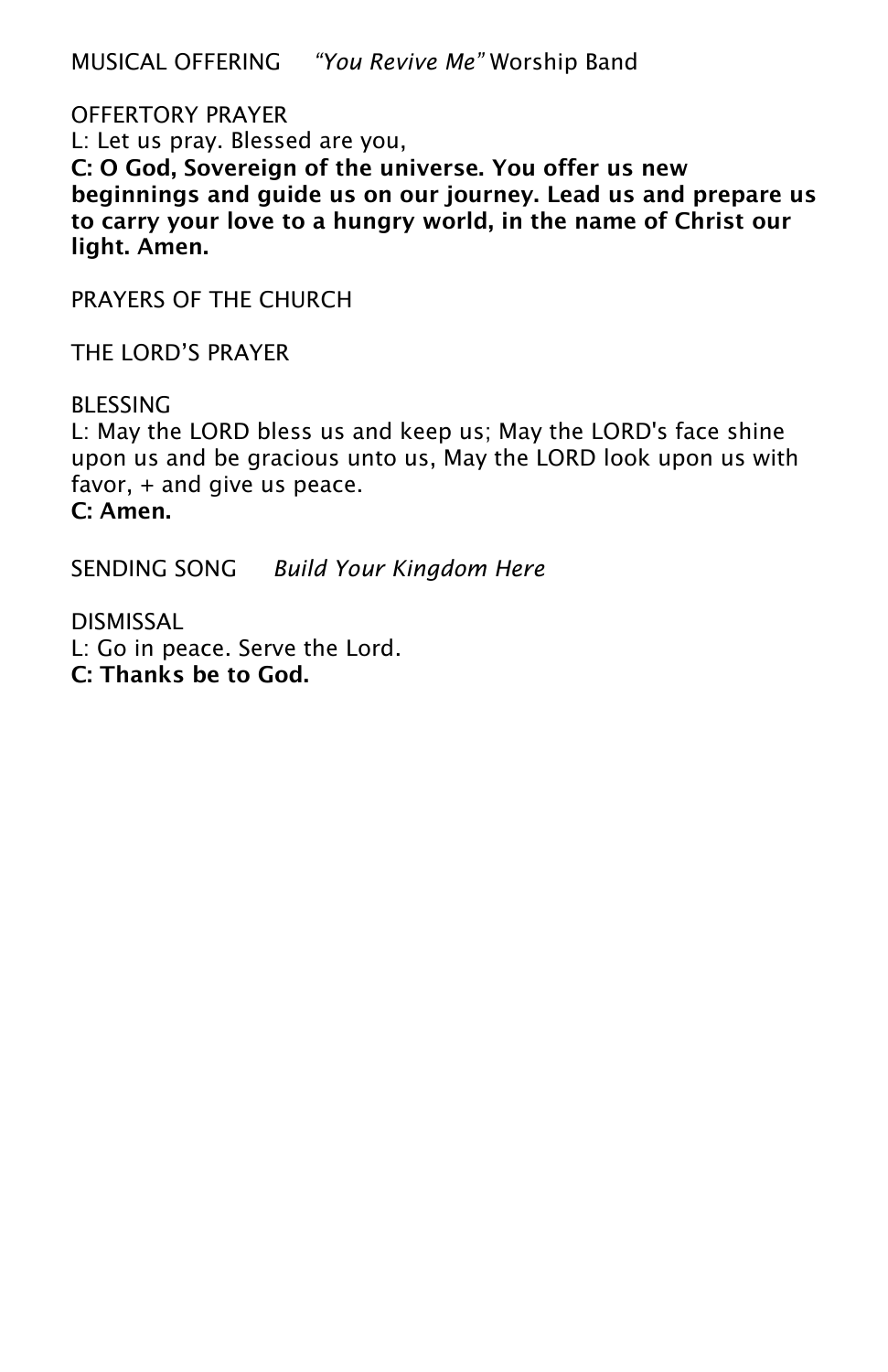MUSICAL OFFERING *"You Revive Me"* Worship Band

OFFERTORY PRAYER

L: Let us pray. Blessed are you,

**C: O God, Sovereign of the universe. You offer us new beginnings and guide us on our journey. Lead us and prepare us to carry your love to a hungry world, in the name of Christ our light. Amen.**

PRAYERS OF THE CHURCH

THE LORD'S PRAYER

BLESSING

L: May the LORD bless us and keep us; May the LORD's face shine upon us and be gracious unto us, May the LORD look upon us with favor, + and give us peace.

**C: Amen.**

SENDING SONG *Build Your Kingdom Here*

DISMISSAL

L: Go in peace. Serve the Lord.

**C: Thanks be to God.**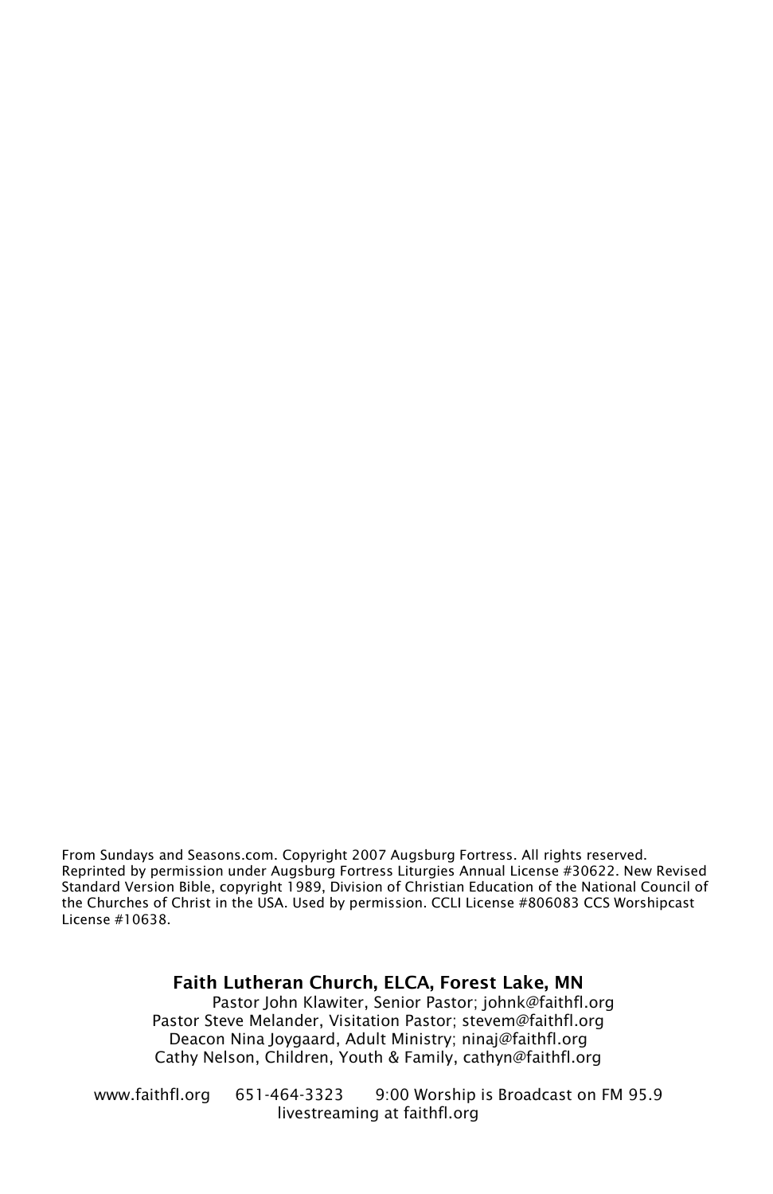From Sundays and Seasons.com. Copyright 2007 Augsburg Fortress. All rights reserved. Reprinted by permission under Augsburg Fortress Liturgies Annual License #30622. New Revised Standard Version Bible, copyright 1989, Division of Christian Education of the National Council of the Churches of Christ in the USA. Used by permission. CCLI License #806083 CCS Worshipcast License #10638.

**Faith Lutheran Church, ELCA, Forest Lake, MN**

Pastor John Klawiter, Senior Pastor; johnk@faithfl.org
Pastor Steve Melander, Visitation Pastor; stevem@faithfl.org
Deacon Nina Joygaard, Adult Ministry; ninaj@faithfl.org
Cathy Nelson, Children, Youth & Family, cathyn@faithfl.org

www.faithfl.org     651-464-3323     9:00 Worship is Broadcast on FM 95.9
livestreaming at faithfl.org